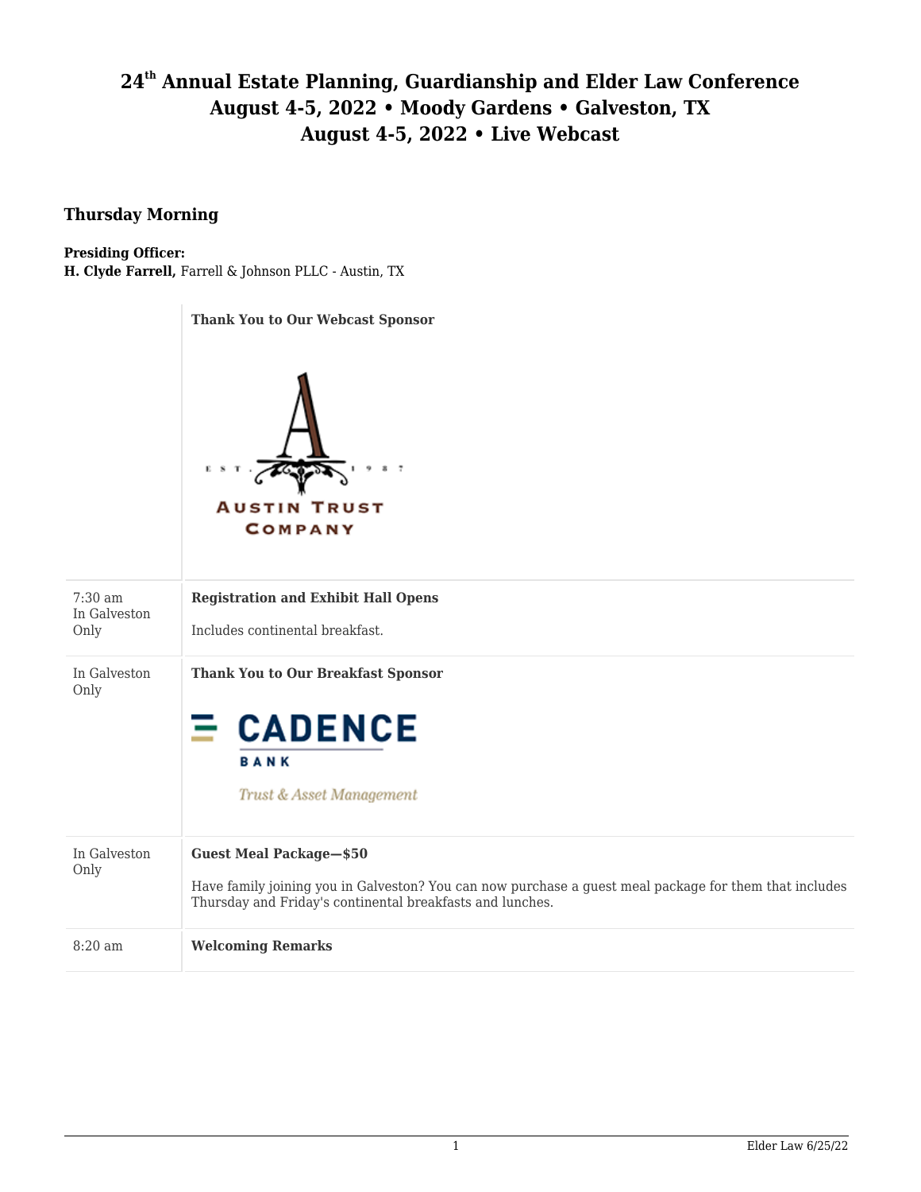# 24th Annual Estate Planning, Guardianship and Elder Law Conference
# August 4-5, 2022 • Moody Gardens • Galveston, TX
# August 4-5, 2022 • Live Webcast

## Thursday Morning

**Presiding Officer:**
**H. Clyde Farrell,** Farrell & Johnson PLLC - Austin, TX

| | |
|---|---|
| | **Thank You to Our Webcast Sponsor**<br><br>EST. 1987 AUSTIN TRUST COMPANY |
| 7:30 am<br>In Galveston Only | **Registration and Exhibit Hall Opens**<br><br>Includes continental breakfast. |
| In Galveston Only | **Thank You to Our Breakfast Sponsor**<br><br>CADENCE BANK<br>Trust & Asset Management |
| In Galveston Only | **Guest Meal Package—$50**<br><br>Have family joining you in Galveston? You can now purchase a guest meal package for them that includes Thursday and Friday's continental breakfasts and lunches. |
| 8:20 am | **Welcoming Remarks** |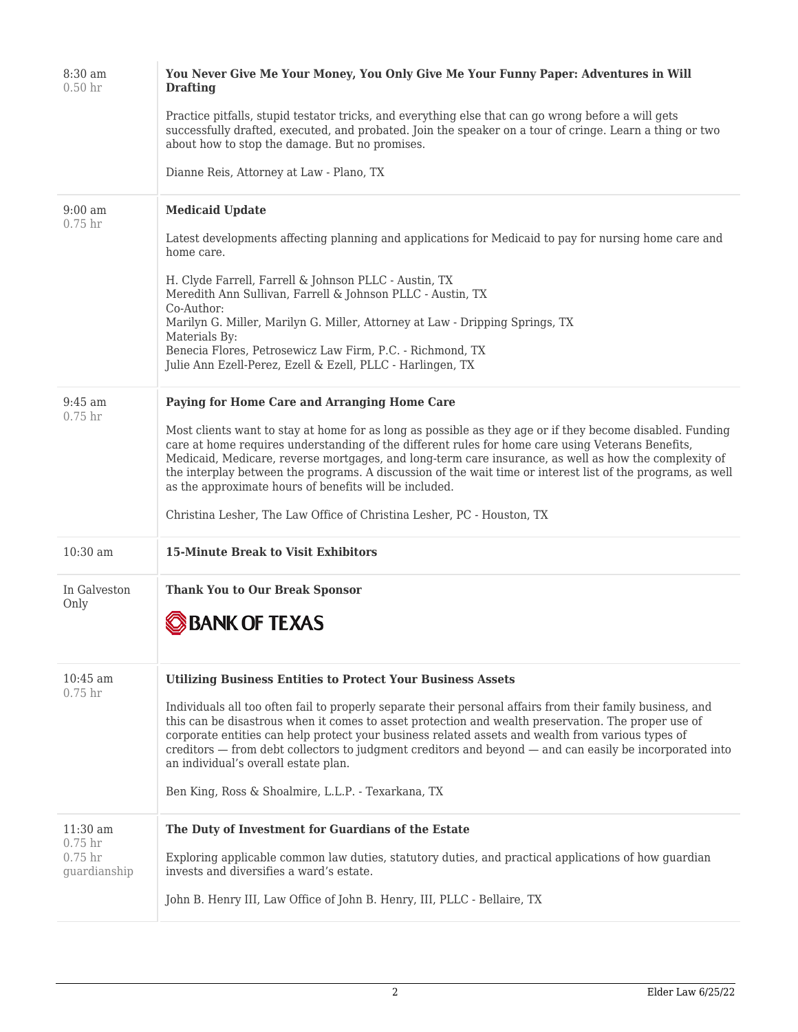| Time | Session |
| --- | --- |
| 8:30 am<br>0.50 hr | **You Never Give Me Your Money, You Only Give Me Your Funny Paper: Adventures in Will Drafting**<br><br>Practice pitfalls, stupid testator tricks, and everything else that can go wrong before a will gets successfully drafted, executed, and probated. Join the speaker on a tour of cringe. Learn a thing or two about how to stop the damage. But no promises.<br><br>Dianne Reis, Attorney at Law - Plano, TX |
| 9:00 am<br>0.75 hr | **Medicaid Update**<br><br>Latest developments affecting planning and applications for Medicaid to pay for nursing home care and home care.<br><br>H. Clyde Farrell, Farrell & Johnson PLLC - Austin, TX<br>Meredith Ann Sullivan, Farrell & Johnson PLLC - Austin, TX<br>Co-Author:<br>Marilyn G. Miller, Marilyn G. Miller, Attorney at Law - Dripping Springs, TX<br>Materials By:<br>Benecia Flores, Petrosewicz Law Firm, P.C. - Richmond, TX<br>Julie Ann Ezell-Perez, Ezell & Ezell, PLLC - Harlingen, TX |
| 9:45 am<br>0.75 hr | **Paying for Home Care and Arranging Home Care**<br><br>Most clients want to stay at home for as long as possible as they age or if they become disabled. Funding care at home requires understanding of the different rules for home care using Veterans Benefits, Medicaid, Medicare, reverse mortgages, and long-term care insurance, as well as how the complexity of the interplay between the programs. A discussion of the wait time or interest list of the programs, as well as the approximate hours of benefits will be included.<br><br>Christina Lesher, The Law Office of Christina Lesher, PC - Houston, TX |
| 10:30 am | **15-Minute Break to Visit Exhibitors** |
| In Galveston Only | **Thank You to Our Break Sponsor**<br><br>BANK OF TEXAS |
| 10:45 am<br>0.75 hr | **Utilizing Business Entities to Protect Your Business Assets**<br><br>Individuals all too often fail to properly separate their personal affairs from their family business, and this can be disastrous when it comes to asset protection and wealth preservation. The proper use of corporate entities can help protect your business related assets and wealth from various types of creditors — from debt collectors to judgment creditors and beyond — and can easily be incorporated into an individual's overall estate plan.<br><br>Ben King, Ross & Shoalmire, L.L.P. - Texarkana, TX |
| 11:30 am<br>0.75 hr<br>0.75 hr guardianship | **The Duty of Investment for Guardians of the Estate**<br><br>Exploring applicable common law duties, statutory duties, and practical applications of how guardian invests and diversifies a ward's estate.<br><br>John B. Henry III, Law Office of John B. Henry, III, PLLC - Bellaire, TX |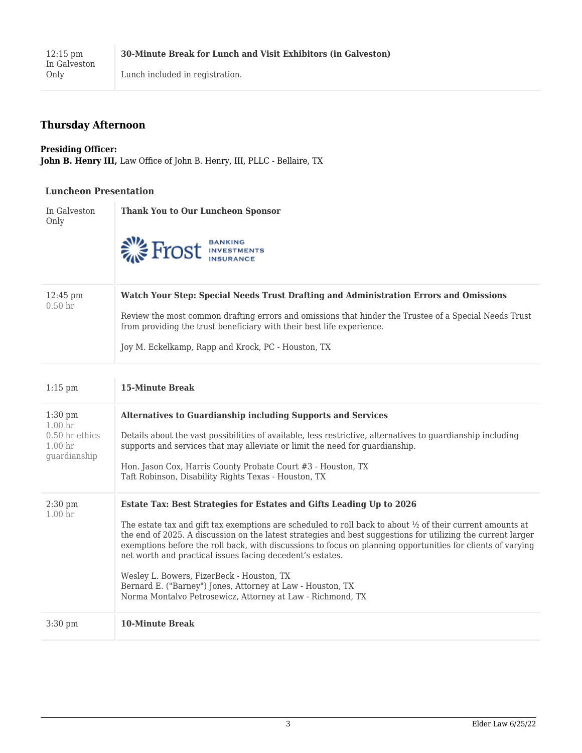| | |
|---|---|
| 12:15 pm<br>In Galveston Only | **30-Minute Break for Lunch and Visit Exhibitors (in Galveston)**<br><br>Lunch included in registration. |

## Thursday Afternoon

**Presiding Officer:**
**John B. Henry III,** Law Office of John B. Henry, III, PLLC - Bellaire, TX

### Luncheon Presentation

| | |
|---|---|
| In Galveston Only | **Thank You to Our Luncheon Sponsor**<br><br>Frost BANKING INVESTMENTS INSURANCE |
| 12:45 pm<br>0.50 hr | **Watch Your Step: Special Needs Trust Drafting and Administration Errors and Omissions**<br><br>Review the most common drafting errors and omissions that hinder the Trustee of a Special Needs Trust from providing the trust beneficiary with their best life experience.<br><br>Joy M. Eckelkamp, Rapp and Krock, PC - Houston, TX |

| | |
|---|---|
| 1:15 pm | **15-Minute Break** |
| 1:30 pm<br>1.00 hr<br>0.50 hr ethics<br>1.00 hr guardianship | **Alternatives to Guardianship including Supports and Services**<br><br>Details about the vast possibilities of available, less restrictive, alternatives to guardianship including supports and services that may alleviate or limit the need for guardianship.<br><br>Hon. Jason Cox, Harris County Probate Court #3 - Houston, TX<br>Taft Robinson, Disability Rights Texas - Houston, TX |
| 2:30 pm<br>1.00 hr | **Estate Tax: Best Strategies for Estates and Gifts Leading Up to 2026**<br><br>The estate tax and gift tax exemptions are scheduled to roll back to about ½ of their current amounts at the end of 2025. A discussion on the latest strategies and best suggestions for utilizing the current larger exemptions before the roll back, with discussions to focus on planning opportunities for clients of varying net worth and practical issues facing decedent's estates.<br><br>Wesley L. Bowers, FizerBeck - Houston, TX<br>Bernard E. ("Barney") Jones, Attorney at Law - Houston, TX<br>Norma Montalvo Petrosewicz, Attorney at Law - Richmond, TX |
| 3:30 pm | **10-Minute Break** |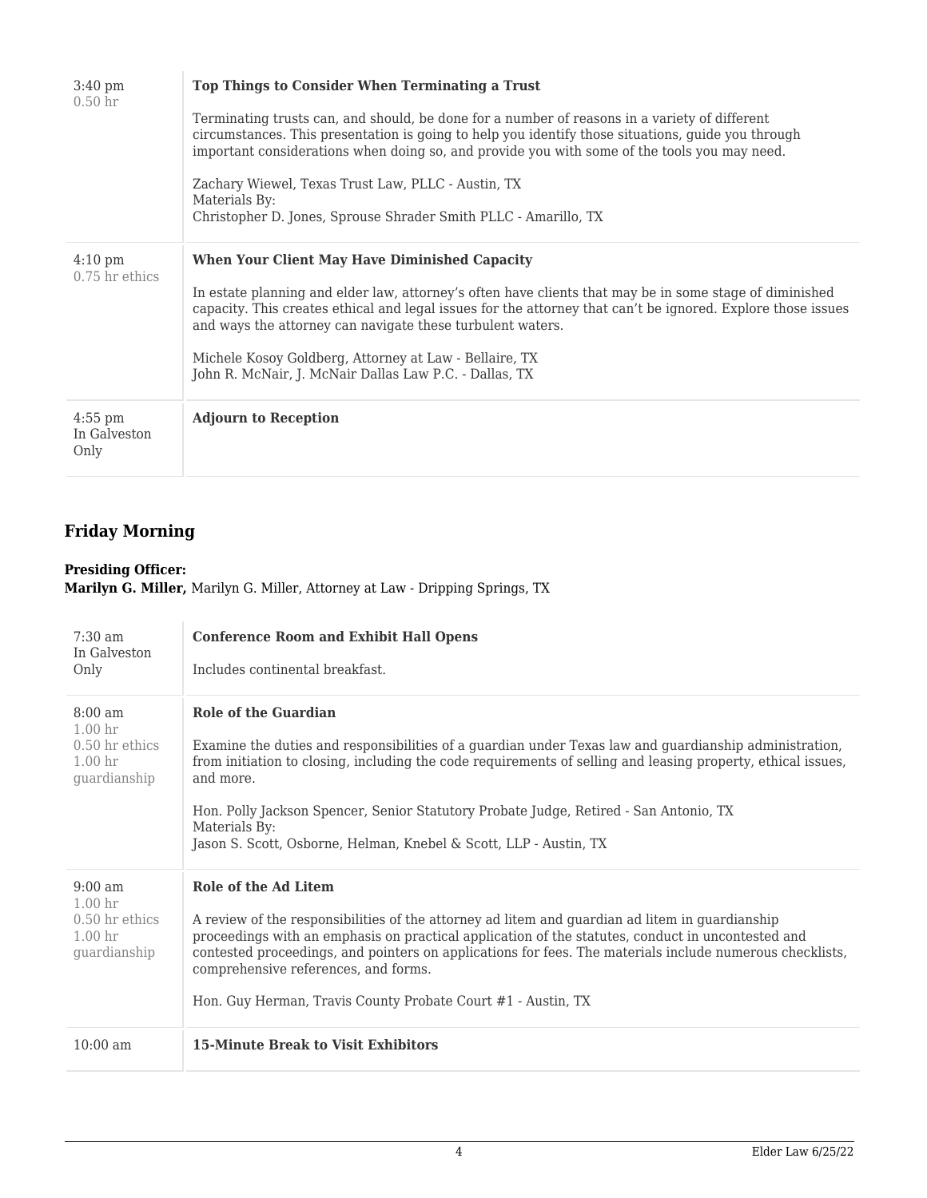| | |
|---|---|
| 3:40 pm<br>0.50 hr | **Top Things to Consider When Terminating a Trust**<br><br>Terminating trusts can, and should, be done for a number of reasons in a variety of different circumstances. This presentation is going to help you identify those situations, guide you through important considerations when doing so, and provide you with some of the tools you may need.<br><br>Zachary Wiewel, Texas Trust Law, PLLC - Austin, TX<br>Materials By:<br>Christopher D. Jones, Sprouse Shrader Smith PLLC - Amarillo, TX |
| 4:10 pm<br>0.75 hr ethics | **When Your Client May Have Diminished Capacity**<br><br>In estate planning and elder law, attorney's often have clients that may be in some stage of diminished capacity. This creates ethical and legal issues for the attorney that can't be ignored. Explore those issues and ways the attorney can navigate these turbulent waters.<br><br>Michele Kosoy Goldberg, Attorney at Law - Bellaire, TX<br>John R. McNair, J. McNair Dallas Law P.C. - Dallas, TX |
| 4:55 pm<br>In Galveston Only | **Adjourn to Reception** |

## Friday Morning

**Presiding Officer:**
**Marilyn G. Miller,** Marilyn G. Miller, Attorney at Law - Dripping Springs, TX

| | |
|---|---|
| 7:30 am<br>In Galveston Only | **Conference Room and Exhibit Hall Opens**<br><br>Includes continental breakfast. |
| 8:00 am<br>1.00 hr<br>0.50 hr ethics<br>1.00 hr guardianship | **Role of the Guardian**<br><br>Examine the duties and responsibilities of a guardian under Texas law and guardianship administration, from initiation to closing, including the code requirements of selling and leasing property, ethical issues, and more.<br><br>Hon. Polly Jackson Spencer, Senior Statutory Probate Judge, Retired - San Antonio, TX<br>Materials By:<br>Jason S. Scott, Osborne, Helman, Knebel & Scott, LLP - Austin, TX |
| 9:00 am<br>1.00 hr<br>0.50 hr ethics<br>1.00 hr guardianship | **Role of the Ad Litem**<br><br>A review of the responsibilities of the attorney ad litem and guardian ad litem in guardianship proceedings with an emphasis on practical application of the statutes, conduct in uncontested and contested proceedings, and pointers on applications for fees. The materials include numerous checklists, comprehensive references, and forms.<br><br>Hon. Guy Herman, Travis County Probate Court #1 - Austin, TX |
| 10:00 am | **15-Minute Break to Visit Exhibitors** |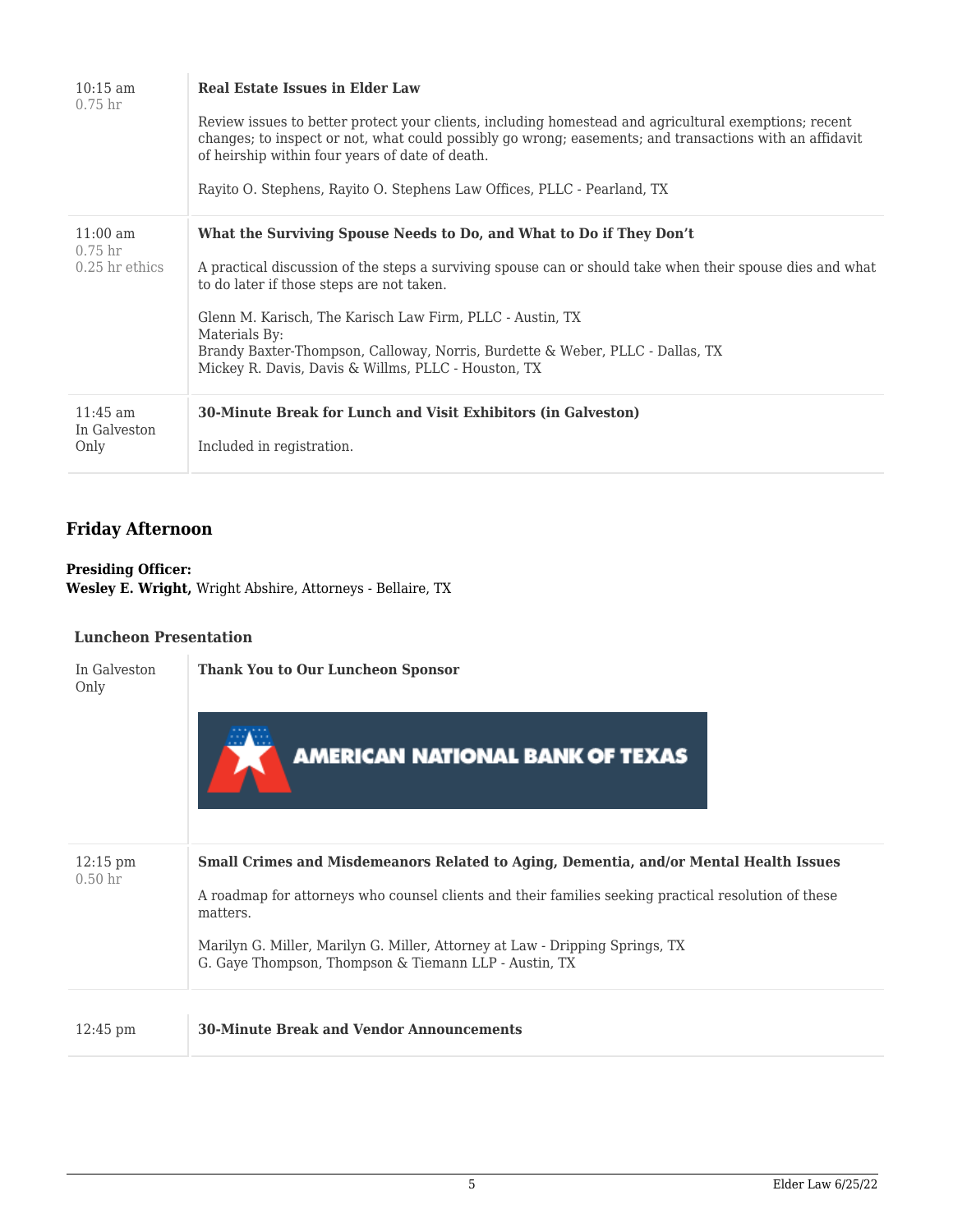| | |
|---|---|
| 10:15 am<br>0.75 hr | **Real Estate Issues in Elder Law**<br><br>Review issues to better protect your clients, including homestead and agricultural exemptions; recent changes; to inspect or not, what could possibly go wrong; easements; and transactions with an affidavit of heirship within four years of date of death.<br><br>Rayito O. Stephens, Rayito O. Stephens Law Offices, PLLC - Pearland, TX |
| 11:00 am<br>0.75 hr<br>0.25 hr ethics | **What the Surviving Spouse Needs to Do, and What to Do if They Don't**<br><br>A practical discussion of the steps a surviving spouse can or should take when their spouse dies and what to do later if those steps are not taken.<br><br>Glenn M. Karisch, The Karisch Law Firm, PLLC - Austin, TX<br>Materials By:<br>Brandy Baxter-Thompson, Calloway, Norris, Burdette & Weber, PLLC - Dallas, TX<br>Mickey R. Davis, Davis & Willms, PLLC - Houston, TX |
| 11:45 am<br>In Galveston Only | **30-Minute Break for Lunch and Visit Exhibitors (in Galveston)**<br><br>Included in registration. |

## Friday Afternoon

**Presiding Officer:**
**Wesley E. Wright,** Wright Abshire, Attorneys - Bellaire, TX

### Luncheon Presentation

| | |
|---|---|
| In Galveston Only | **Thank You to Our Luncheon Sponsor**<br><br>AMERICAN NATIONAL BANK OF TEXAS |
| 12:15 pm<br>0.50 hr | **Small Crimes and Misdemeanors Related to Aging, Dementia, and/or Mental Health Issues**<br><br>A roadmap for attorneys who counsel clients and their families seeking practical resolution of these matters.<br><br>Marilyn G. Miller, Marilyn G. Miller, Attorney at Law - Dripping Springs, TX<br>G. Gaye Thompson, Thompson & Tiemann LLP - Austin, TX |
| 12:45 pm | **30-Minute Break and Vendor Announcements** |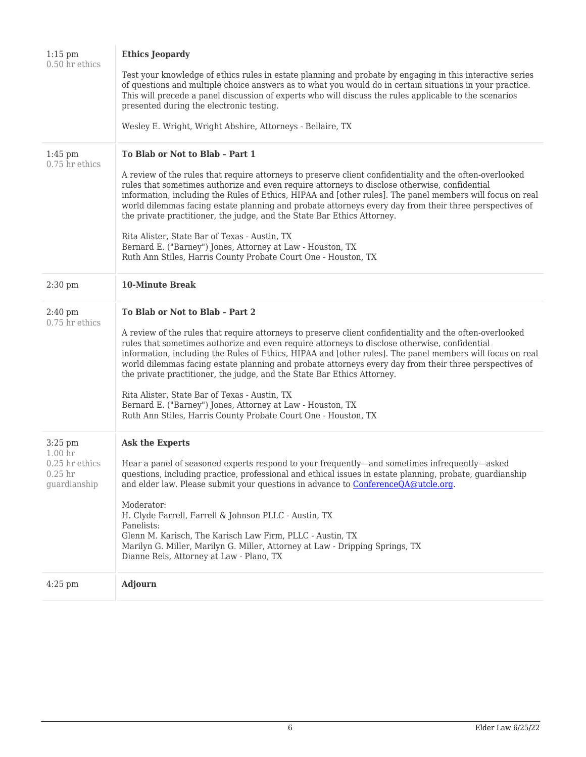| | |
|---|---|
| 1:15 pm<br>0.50 hr ethics | **Ethics Jeopardy**<br><br>Test your knowledge of ethics rules in estate planning and probate by engaging in this interactive series of questions and multiple choice answers as to what you would do in certain situations in your practice. This will precede a panel discussion of experts who will discuss the rules applicable to the scenarios presented during the electronic testing.<br><br>Wesley E. Wright, Wright Abshire, Attorneys - Bellaire, TX |
| 1:45 pm<br>0.75 hr ethics | **To Blab or Not to Blab – Part 1**<br><br>A review of the rules that require attorneys to preserve client confidentiality and the often-overlooked rules that sometimes authorize and even require attorneys to disclose otherwise, confidential information, including the Rules of Ethics, HIPAA and [other rules]. The panel members will focus on real world dilemmas facing estate planning and probate attorneys every day from their three perspectives of the private practitioner, the judge, and the State Bar Ethics Attorney.<br><br>Rita Alister, State Bar of Texas - Austin, TX<br>Bernard E. ("Barney") Jones, Attorney at Law - Houston, TX<br>Ruth Ann Stiles, Harris County Probate Court One - Houston, TX |
| 2:30 pm | **10-Minute Break** |
| 2:40 pm<br>0.75 hr ethics | **To Blab or Not to Blab – Part 2**<br><br>A review of the rules that require attorneys to preserve client confidentiality and the often-overlooked rules that sometimes authorize and even require attorneys to disclose otherwise, confidential information, including the Rules of Ethics, HIPAA and [other rules]. The panel members will focus on real world dilemmas facing estate planning and probate attorneys every day from their three perspectives of the private practitioner, the judge, and the State Bar Ethics Attorney.<br><br>Rita Alister, State Bar of Texas - Austin, TX<br>Bernard E. ("Barney") Jones, Attorney at Law - Houston, TX<br>Ruth Ann Stiles, Harris County Probate Court One - Houston, TX |
| 3:25 pm<br>1.00 hr<br>0.25 hr ethics<br>0.25 hr guardianship | **Ask the Experts**<br><br>Hear a panel of seasoned experts respond to your frequently—and sometimes infrequently—asked questions, including practice, professional and ethical issues in estate planning, probate, guardianship and elder law. Please submit your questions in advance to ConferenceQA@utcle.org.<br><br>Moderator:<br>H. Clyde Farrell, Farrell & Johnson PLLC - Austin, TX<br>Panelists:<br>Glenn M. Karisch, The Karisch Law Firm, PLLC - Austin, TX<br>Marilyn G. Miller, Marilyn G. Miller, Attorney at Law - Dripping Springs, TX<br>Dianne Reis, Attorney at Law - Plano, TX |
| 4:25 pm | **Adjourn** |